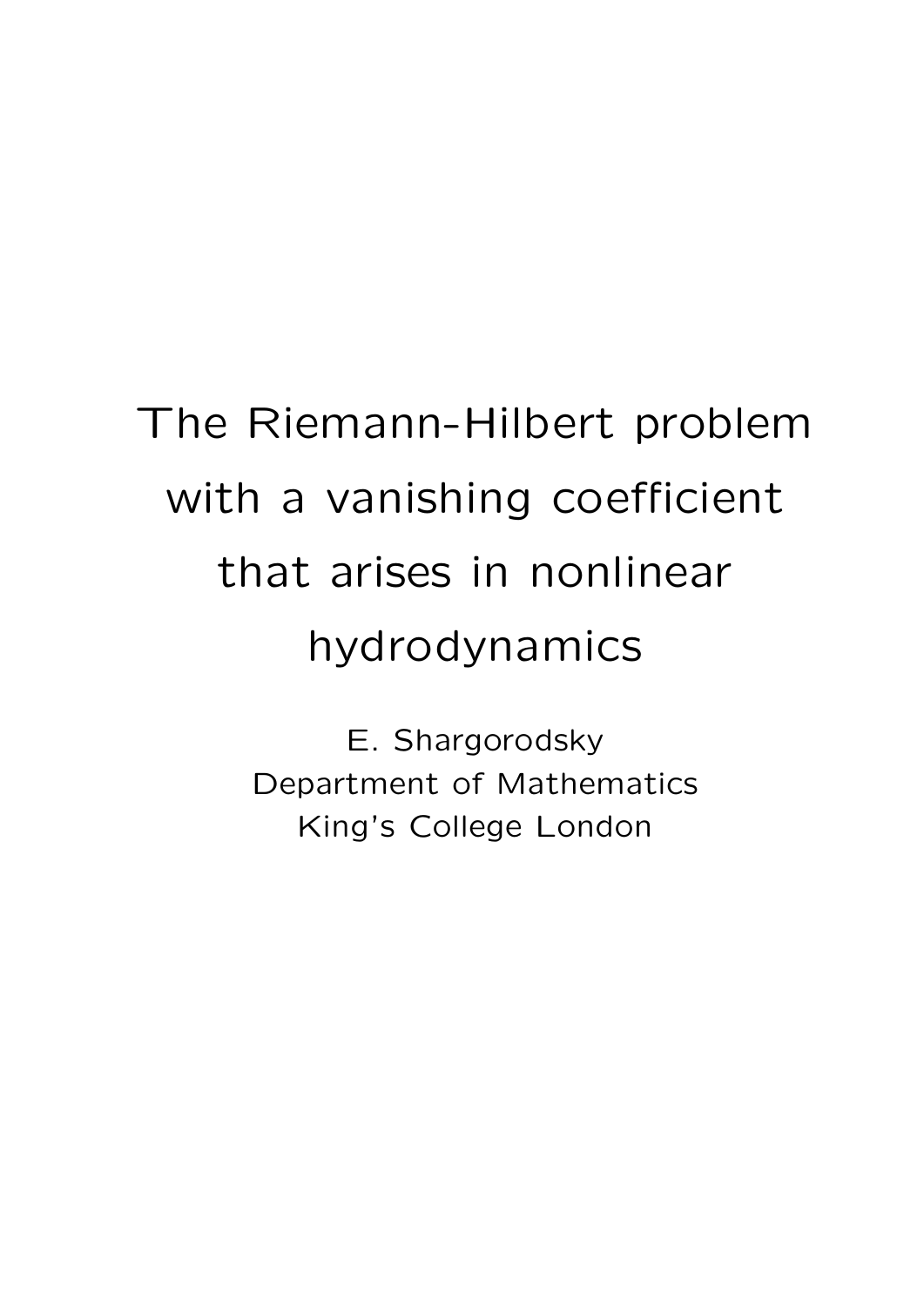# The Riemann-Hilbert problem with a vanishing coefficient that arises in nonlinear hydrodynamics

E. Shargorodsky
Department of Mathematics
King's College London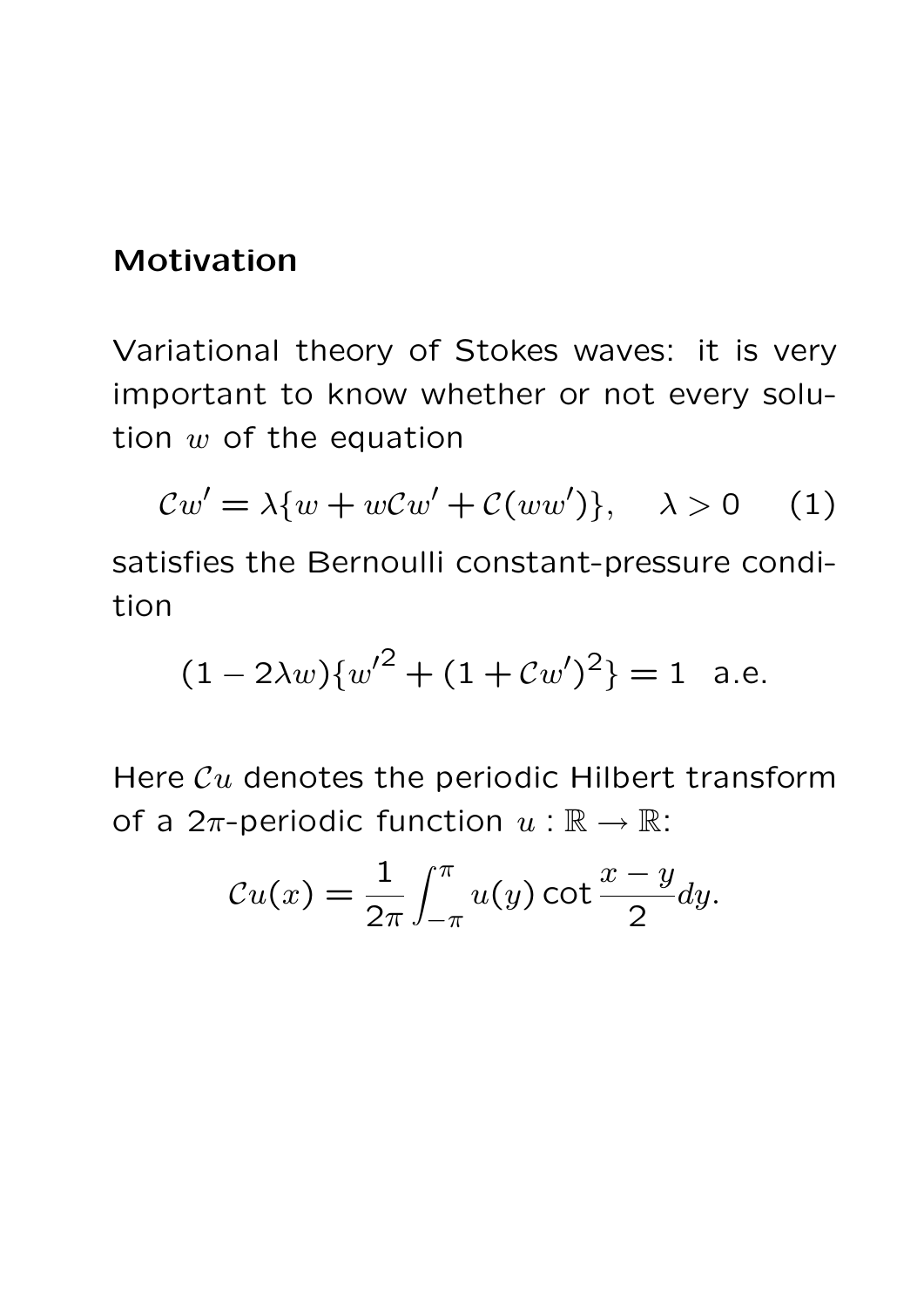## Motivation

Variational theory of Stokes waves: it is very important to know whether or not every solution $w$ of the equation

$$\mathcal{C}w' = \lambda\{w + w\mathcal{C}w' + \mathcal{C}(ww')\}, \quad \lambda > 0 \quad (1)$$

satisfies the Bernoulli constant-pressure condition

$$(1 - 2\lambda w)\{w'^2 + (1 + \mathcal{C}w')^2\} = 1 \text{ a.e.}$$

Here $\mathcal{C}u$ denotes the periodic Hilbert transform of a $2\pi$-periodic function $u : \mathbb{R} \to \mathbb{R}$:

$$\mathcal{C}u(x) = \frac{1}{2\pi} \int_{-\pi}^{\pi} u(y) \cot \frac{x-y}{2} dy.$$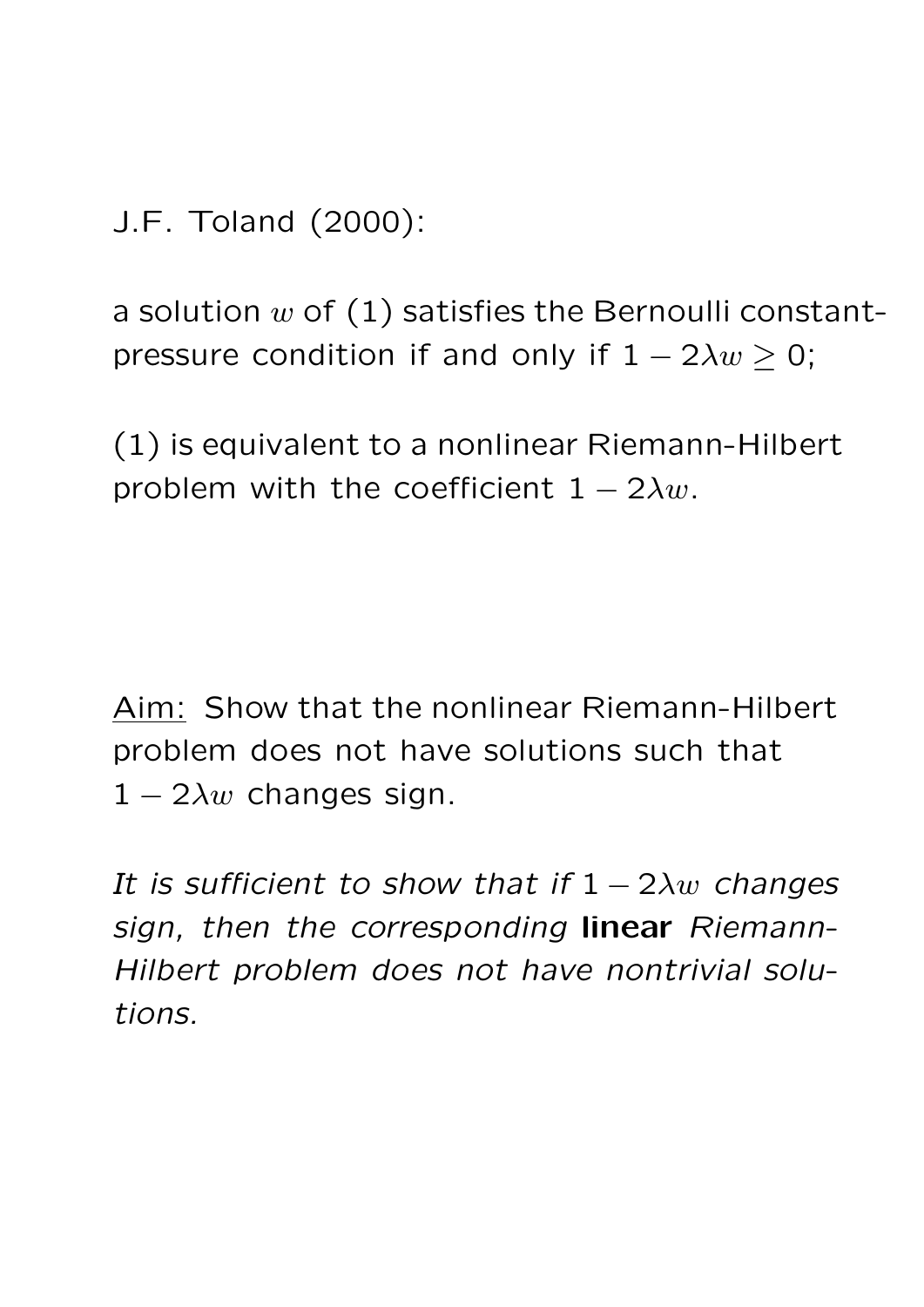J.F. Toland (2000):

a solution $w$ of (1) satisfies the Bernoulli constant-pressure condition if and only if $1 - 2\lambda w \geq 0$;

(1) is equivalent to a nonlinear Riemann-Hilbert problem with the coefficient $1 - 2\lambda w$.

<u>Aim:</u> Show that the nonlinear Riemann-Hilbert problem does not have solutions such that $1 - 2\lambda w$ changes sign.

*It is sufficient to show that if $1 - 2\lambda w$ changes sign, then the corresponding* **linear** *Riemann-Hilbert problem does not have nontrivial solutions.*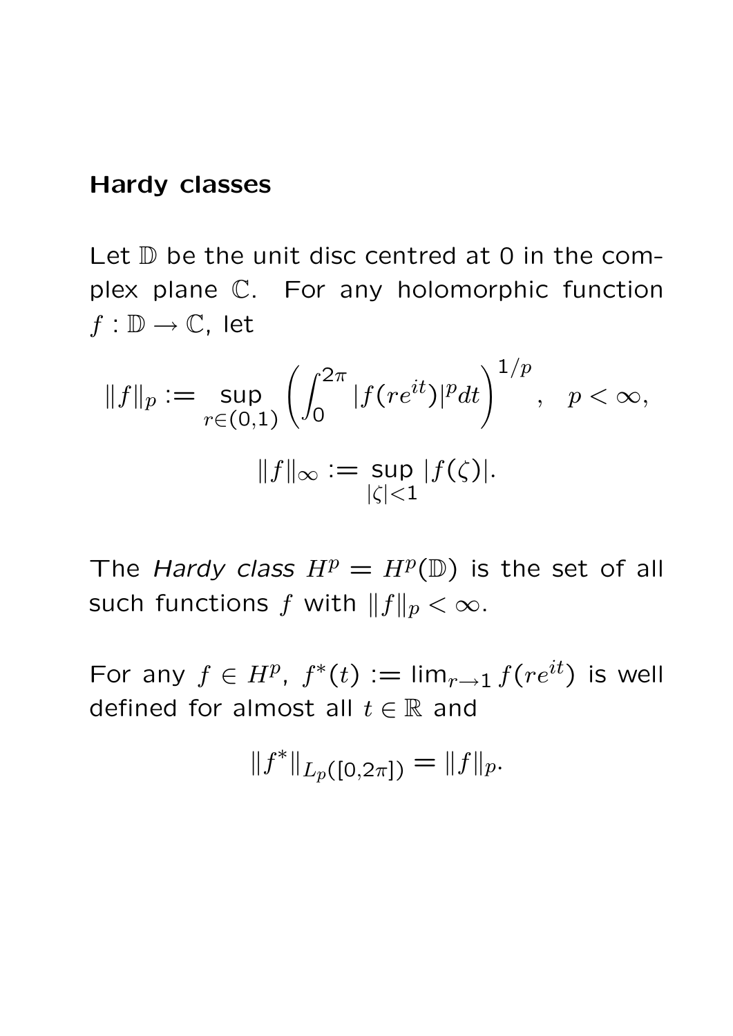## Hardy classes

Let $\mathbb{D}$ be the unit disc centred at 0 in the complex plane $\mathbb{C}$. For any holomorphic function $f : \mathbb{D} \to \mathbb{C}$, let

$$\|f\|_p := \sup_{r \in (0,1)} \left( \int_0^{2\pi} |f(re^{it})|^p dt \right)^{1/p}, \quad p < \infty,$$

$$\|f\|_\infty := \sup_{|\zeta|<1} |f(\zeta)|.$$

The *Hardy class* $H^p = H^p(\mathbb{D})$ is the set of all such functions $f$ with $\|f\|_p < \infty$.

For any $f \in H^p$, $f^*(t) := \lim_{r \to 1} f(re^{it})$ is well defined for almost all $t \in \mathbb{R}$ and

$$\|f^*\|_{L_p([0,2\pi])} = \|f\|_p.$$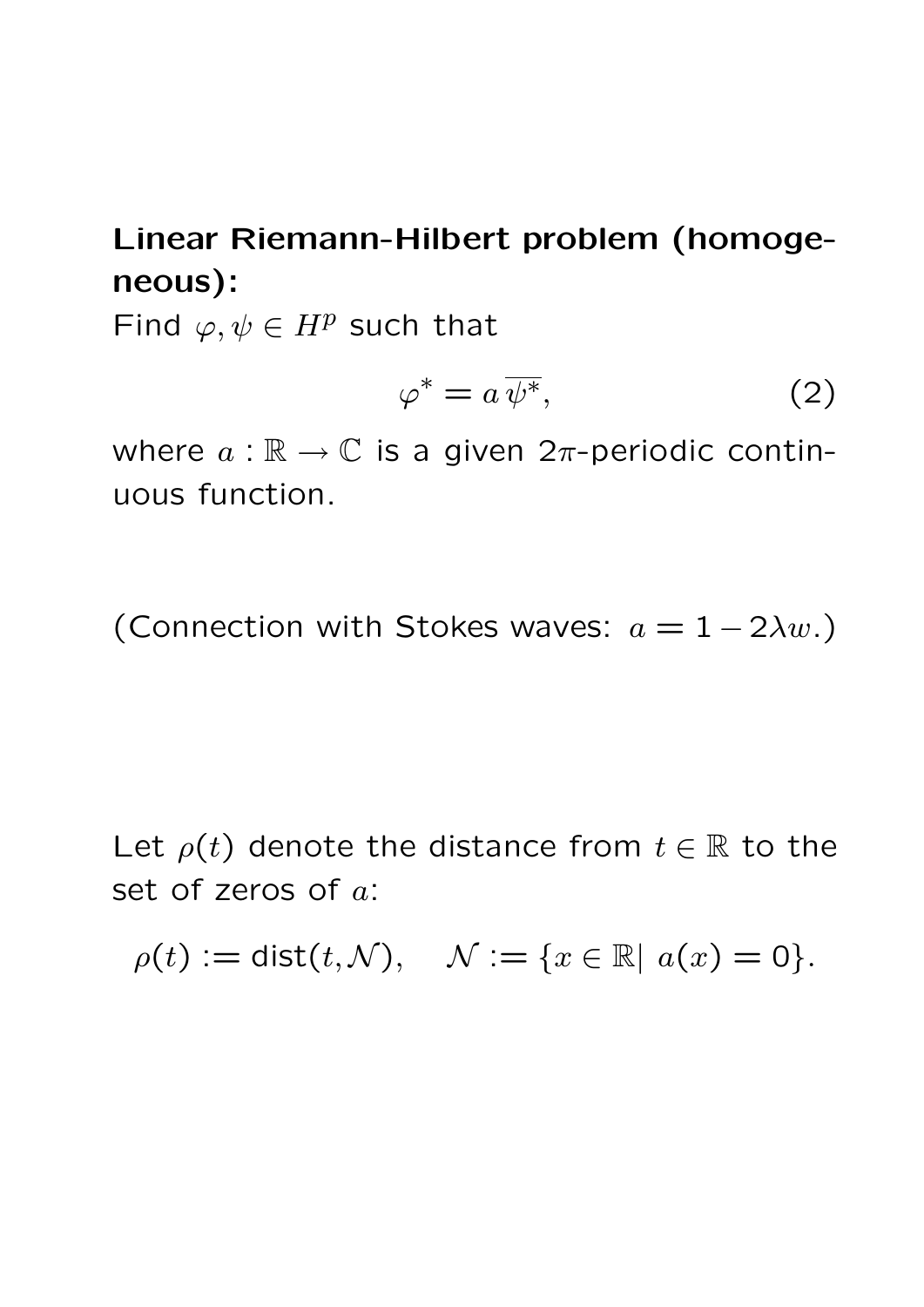**Linear Riemann-Hilbert problem (homogeneous):**

Find $\varphi, \psi \in H^p$ such that

$$\varphi^* = a\,\overline{\psi^*}, \tag{2}$$

where $a : \mathbb{R} \to \mathbb{C}$ is a given $2\pi$-periodic continuous function.

(Connection with Stokes waves: $a = 1 - 2\lambda w$.)

Let $\rho(t)$ denote the distance from $t \in \mathbb{R}$ to the set of zeros of $a$:

$$\rho(t) := \mathrm{dist}(t, \mathcal{N}), \quad \mathcal{N} := \{x \in \mathbb{R} |\; a(x) = 0\}.$$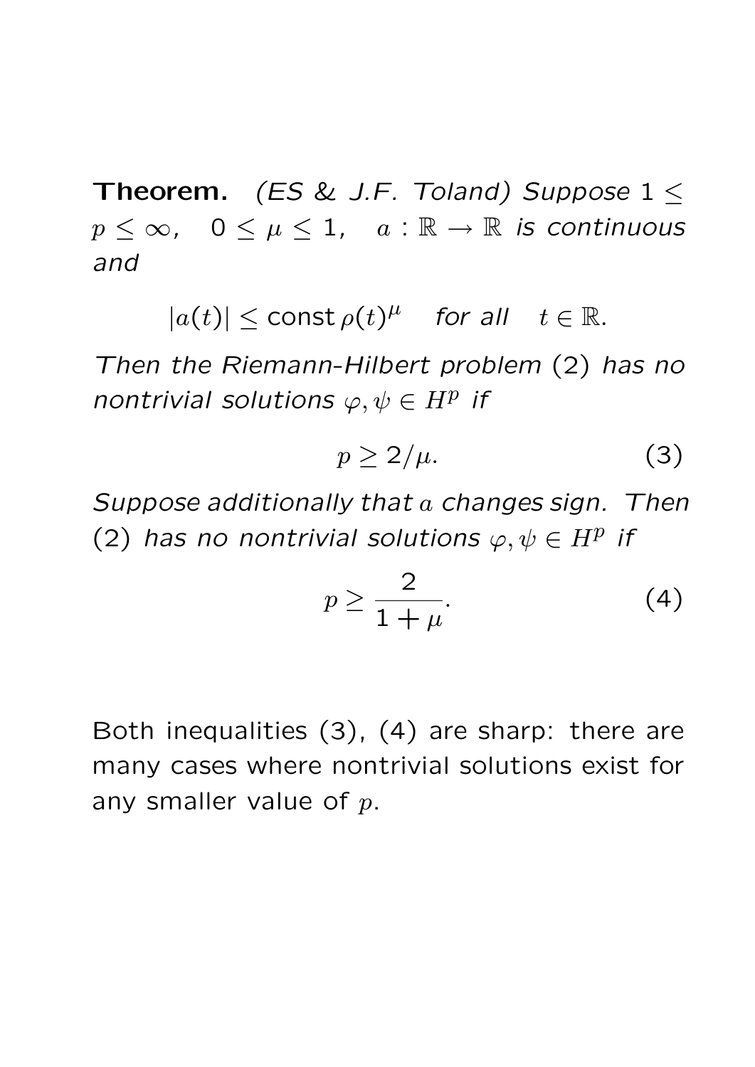**Theorem.** *(ES & J.F. Toland) Suppose* $1 \leq p \leq \infty$, $\quad 0 \leq \mu \leq 1$, $\quad a : \mathbb{R} \to \mathbb{R}$ *is continuous and*

$$|a(t)| \leq \text{const}\, \rho(t)^{\mu} \quad \textit{for all} \quad t \in \mathbb{R}.$$

*Then the Riemann-Hilbert problem* (2) *has no nontrivial solutions* $\varphi, \psi \in H^p$ *if*

$$p \geq 2/\mu. \tag{3}$$

*Suppose additionally that* $a$ *changes sign. Then* (2) *has no nontrivial solutions* $\varphi, \psi \in H^p$ *if*

$$p \geq \frac{2}{1+\mu}. \tag{4}$$

Both inequalities (3), (4) are sharp: there are many cases where nontrivial solutions exist for any smaller value of $p$.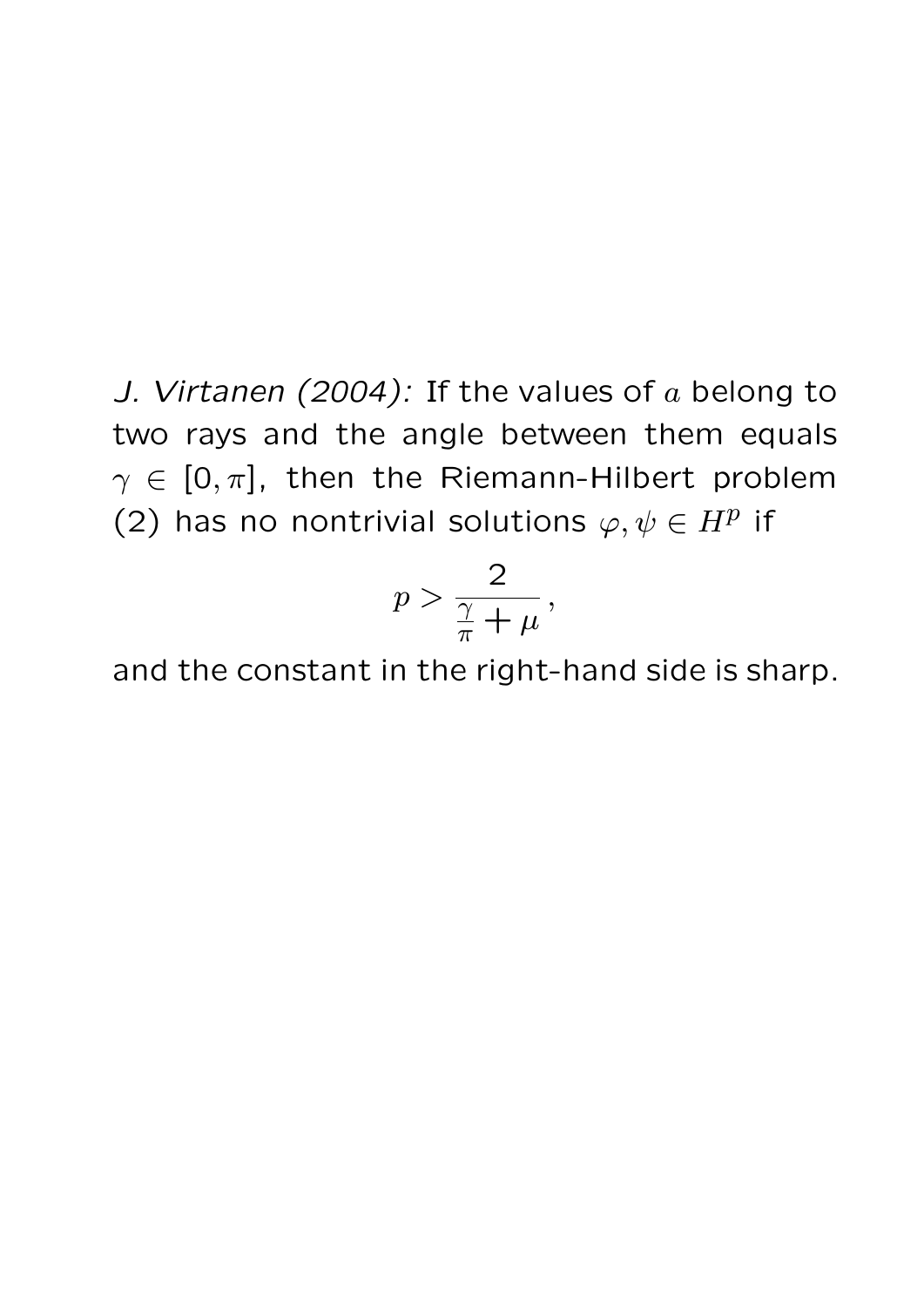*J. Virtanen (2004):* If the values of $a$ belong to two rays and the angle between them equals $\gamma \in [0, \pi]$, then the Riemann-Hilbert problem (2) has no nontrivial solutions $\varphi, \psi \in H^p$ if

$$p > \frac{2}{\frac{\gamma}{\pi} + \mu},$$

and the constant in the right-hand side is sharp.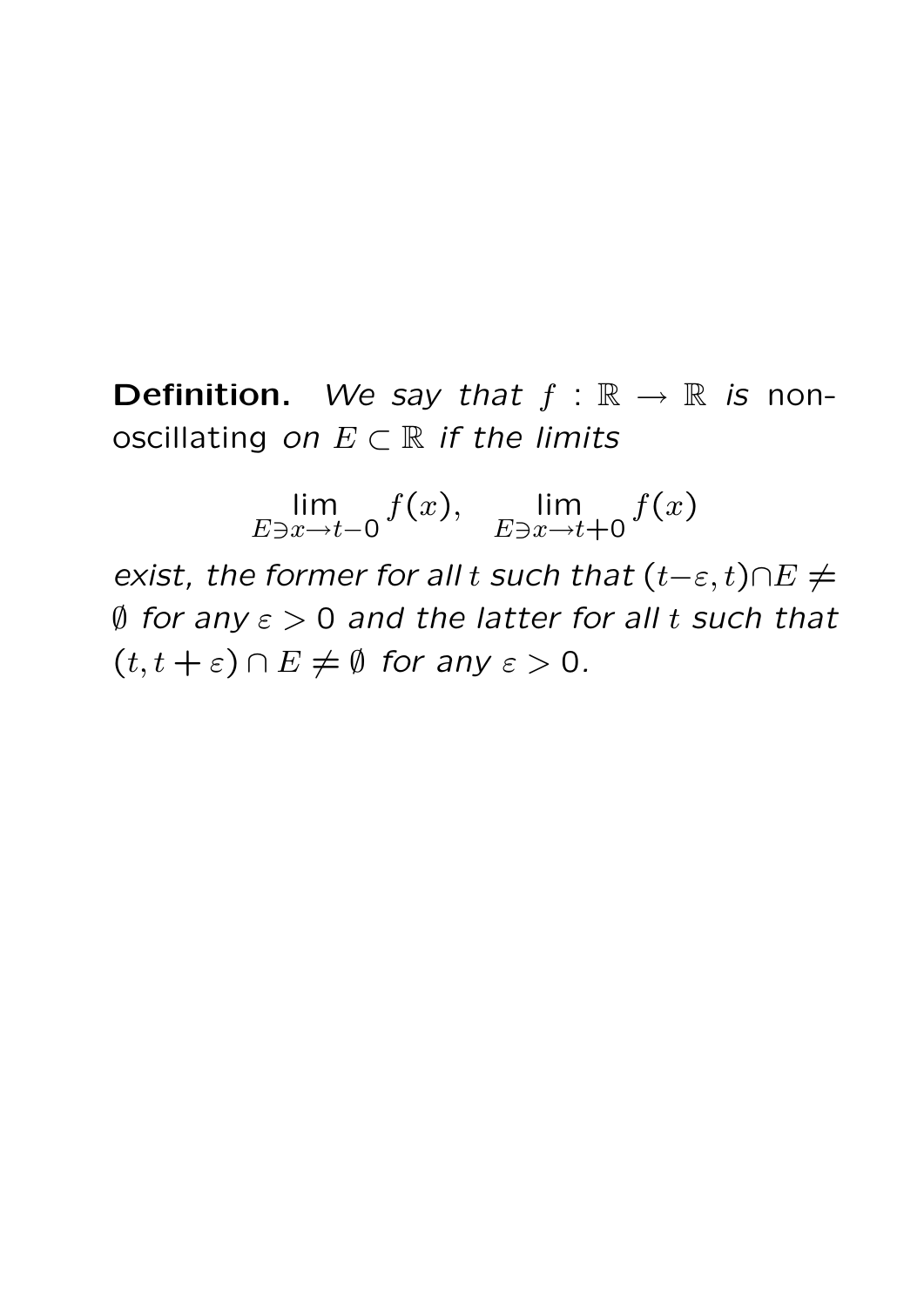**Definition.** *We say that* $f : \mathbb{R} \to \mathbb{R}$ *is* non-oscillating *on* $E \subset \mathbb{R}$ *if the limits*

$$\lim_{E \ni x \to t-0} f(x), \quad \lim_{E \ni x \to t+0} f(x)$$

*exist, the former for all* $t$ *such that* $(t-\varepsilon, t) \cap E \neq \emptyset$ *for any* $\varepsilon > 0$ *and the latter for all* $t$ *such that* $(t, t+\varepsilon) \cap E \neq \emptyset$ *for any* $\varepsilon > 0$.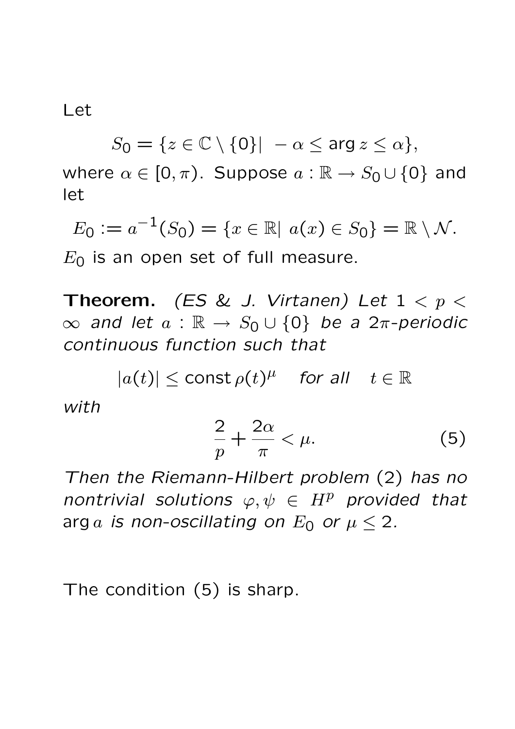Let

$$S_0 = \{z \in \mathbb{C} \setminus \{0\} | \ -\alpha \leq \arg z \leq \alpha\},$$

where $\alpha \in [0, \pi)$. Suppose $a : \mathbb{R} \to S_0 \cup \{0\}$ and let

$$E_0 := a^{-1}(S_0) = \{x \in \mathbb{R} | \ a(x) \in S_0\} = \mathbb{R} \setminus \mathcal{N}.$$

$E_0$ is an open set of full measure.

**Theorem.** *(ES & J. Virtanen) Let $1 < p < \infty$ and let $a : \mathbb{R} \to S_0 \cup \{0\}$ be a $2\pi$-periodic continuous function such that*

$$|a(t)| \leq \text{const}\, \rho(t)^{\mu} \quad \textit{for all} \quad t \in \mathbb{R}$$

*with*

$$\frac{2}{p} + \frac{2\alpha}{\pi} < \mu. \tag{5}$$

*Then the Riemann-Hilbert problem (2) has no nontrivial solutions $\varphi, \psi \in H^p$ provided that* $\arg a$ *is non-oscillating on $E_0$ or $\mu \leq 2$.*

The condition (5) is sharp.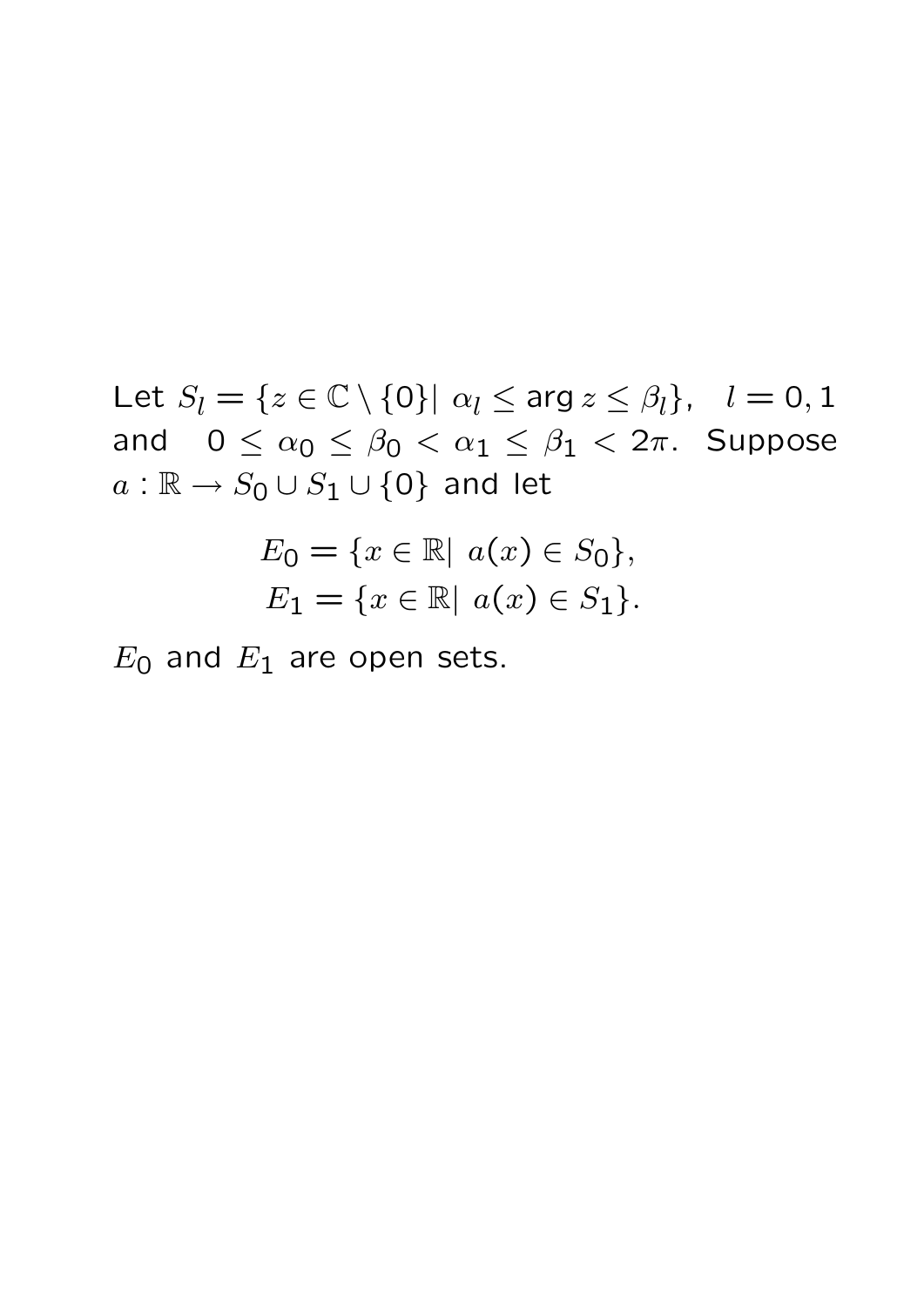Let $S_l = \{z \in \mathbb{C} \setminus \{0\} | \ \alpha_l \leq \arg z \leq \beta_l\}, \quad l = 0, 1$ and $\quad 0 \leq \alpha_0 \leq \beta_0 < \alpha_1 \leq \beta_1 < 2\pi$. Suppose $a : \mathbb{R} \to S_0 \cup S_1 \cup \{0\}$ and let

$$
\begin{aligned}
E_0 &= \{x \in \mathbb{R} | \ a(x) \in S_0\}, \\
E_1 &= \{x \in \mathbb{R} | \ a(x) \in S_1\}.
\end{aligned}
$$

$E_0$ and $E_1$ are open sets.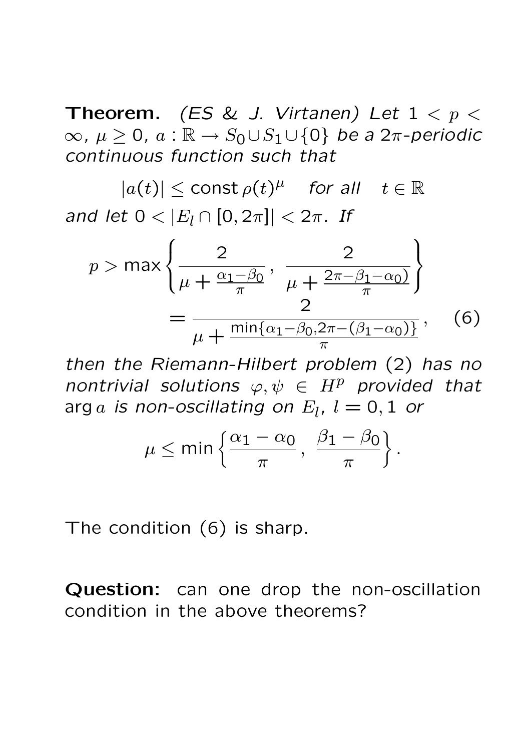**Theorem.** *(ES & J. Virtanen) Let $1 < p < \infty$, $\mu \geq 0$, $a : \mathbb{R} \to S_0 \cup S_1 \cup \{0\}$ be a $2\pi$-periodic continuous function such that*

$$|a(t)| \leq \text{const}\, \rho(t)^{\mu} \quad \textit{for all} \quad t \in \mathbb{R}$$

*and let $0 < |E_l \cap [0, 2\pi]| < 2\pi$. If*

$$p > \max\left\{ \frac{2}{\mu + \frac{\alpha_1 - \beta_0}{\pi}},\ \frac{2}{\mu + \frac{2\pi - \beta_1 - \alpha_0)}{\pi}} \right\} = \frac{2}{\mu + \frac{\min\{\alpha_1 - \beta_0, 2\pi - (\beta_1 - \alpha_0)\}}{\pi}}, \qquad (6)$$

*then the Riemann-Hilbert problem (2) has no nontrivial solutions $\varphi, \psi \in H^p$ provided that $\arg a$ is non-oscillating on $E_l$, $l = 0, 1$ or*

$$\mu \leq \min\left\{ \frac{\alpha_1 - \alpha_0}{\pi},\ \frac{\beta_1 - \beta_0}{\pi} \right\}.$$

The condition (6) is sharp.

**Question:** can one drop the non-oscillation condition in the above theorems?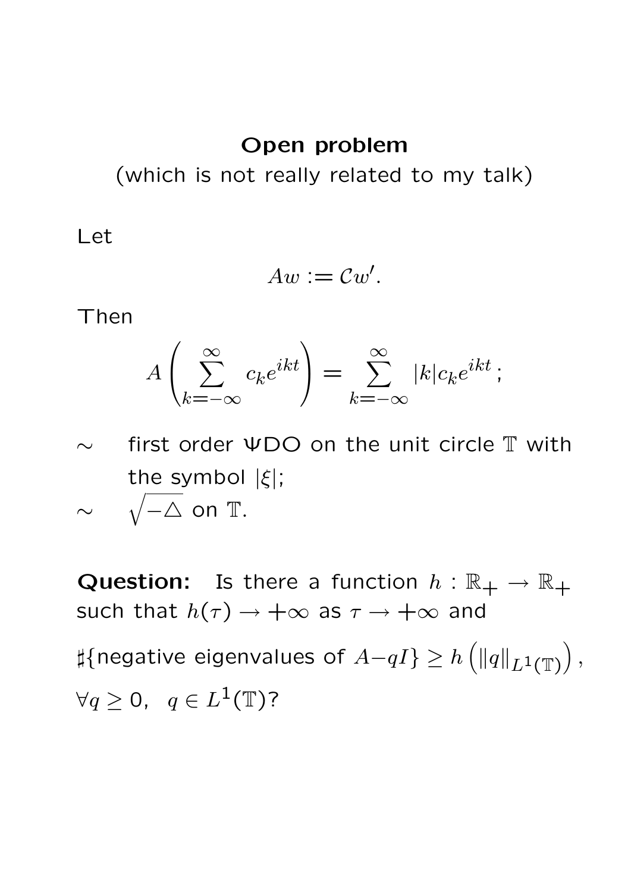## Open problem

(which is not really related to my talk)

Let

$$Aw := \mathcal{C}w'.$$

Then

$$A\left(\sum_{k=-\infty}^{\infty} c_k e^{ikt}\right) = \sum_{k=-\infty}^{\infty} |k| c_k e^{ikt};$$

- $\sim$ first order ΨDO on the unit circle $\mathbb{T}$ with the symbol $|\xi|$;
- $\sim$ $\sqrt{-\triangle}$ on $\mathbb{T}$.

**Question:** Is there a function $h : \mathbb{R}_+ \to \mathbb{R}_+$ such that $h(\tau) \to +\infty$ as $\tau \to +\infty$ and

$\sharp\{\text{negative eigenvalues of } A - qI\} \geq h\left(\|q\|_{L^1(\mathbb{T})}\right)$,

$\forall q \geq 0, \;\; q \in L^1(\mathbb{T})$?